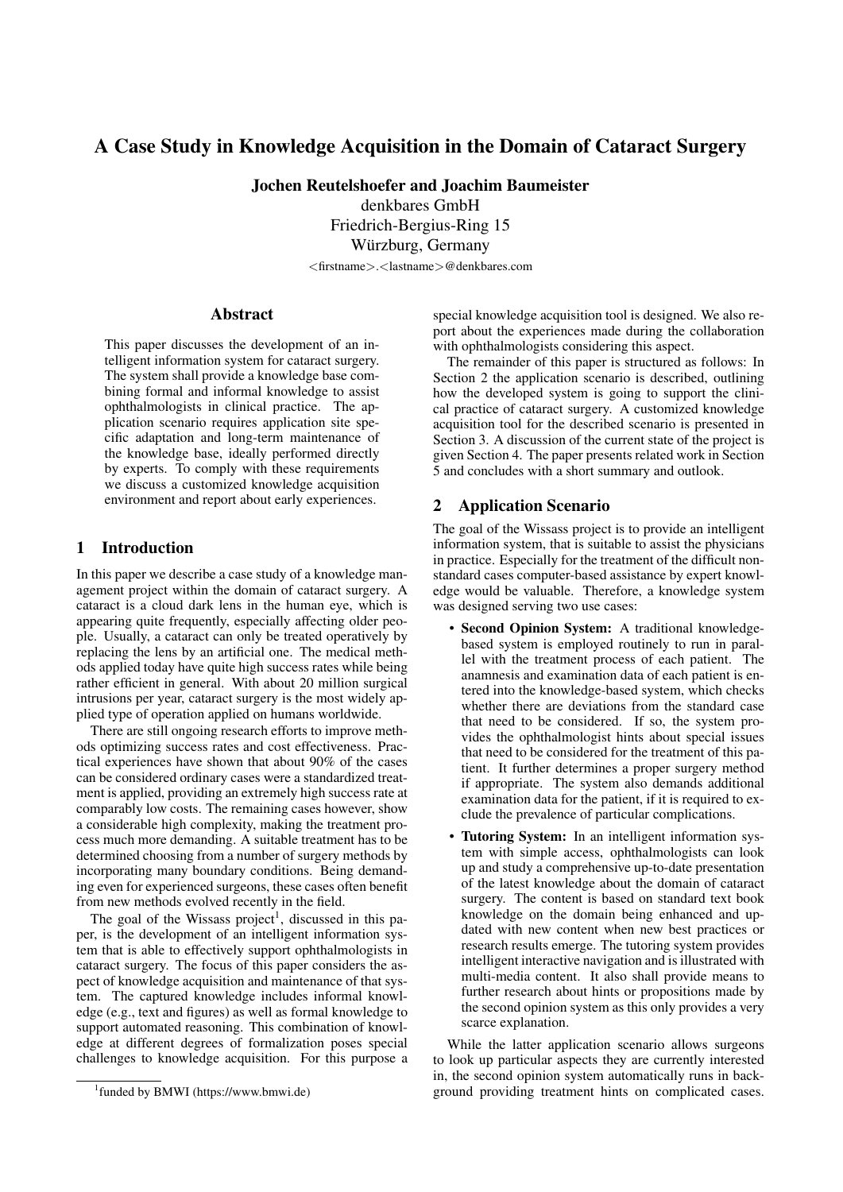# A Case Study in Knowledge Acquisition in the Domain of Cataract Surgery

**Jochen Reutelshoefer and Joachim Baumeister**

denkbares GmbH
Friedrich-Bergius-Ring 15
Würzburg, Germany
<firstname>.<lastname>@denkbares.com

## Abstract

This paper discusses the development of an intelligent information system for cataract surgery. The system shall provide a knowledge base combining formal and informal knowledge to assist ophthalmologists in clinical practice. The application scenario requires application site specific adaptation and long-term maintenance of the knowledge base, ideally performed directly by experts. To comply with these requirements we discuss a customized knowledge acquisition environment and report about early experiences.

## 1 Introduction

In this paper we describe a case study of a knowledge management project within the domain of cataract surgery. A cataract is a cloud dark lens in the human eye, which is appearing quite frequently, especially affecting older people. Usually, a cataract can only be treated operatively by replacing the lens by an artificial one. The medical methods applied today have quite high success rates while being rather efficient in general. With about 20 million surgical intrusions per year, cataract surgery is the most widely applied type of operation applied on humans worldwide.

There are still ongoing research efforts to improve methods optimizing success rates and cost effectiveness. Practical experiences have shown that about 90% of the cases can be considered ordinary cases were a standardized treatment is applied, providing an extremely high success rate at comparably low costs. The remaining cases however, show a considerable high complexity, making the treatment process much more demanding. A suitable treatment has to be determined choosing from a number of surgery methods by incorporating many boundary conditions. Being demanding even for experienced surgeons, these cases often benefit from new methods evolved recently in the field.

The goal of the Wissass project[1], discussed in this paper, is the development of an intelligent information system that is able to effectively support ophthalmologists in cataract surgery. The focus of this paper considers the aspect of knowledge acquisition and maintenance of that system. The captured knowledge includes informal knowledge (e.g., text and figures) as well as formal knowledge to support automated reasoning. This combination of knowledge at different degrees of formalization poses special challenges to knowledge acquisition. For this purpose a special knowledge acquisition tool is designed. We also report about the experiences made during the collaboration with ophthalmologists considering this aspect.

The remainder of this paper is structured as follows: In Section 2 the application scenario is described, outlining how the developed system is going to support the clinical practice of cataract surgery. A customized knowledge acquisition tool for the described scenario is presented in Section 3. A discussion of the current state of the project is given Section 4. The paper presents related work in Section 5 and concludes with a short summary and outlook.

## 2 Application Scenario

The goal of the Wissass project is to provide an intelligent information system, that is suitable to assist the physicians in practice. Especially for the treatment of the difficult non-standard cases computer-based assistance by expert knowledge would be valuable. Therefore, a knowledge system was designed serving two use cases:

- **Second Opinion System:** A traditional knowledge-based system is employed routinely to run in parallel with the treatment process of each patient. The anamnesis and examination data of each patient is entered into the knowledge-based system, which checks whether there are deviations from the standard case that need to be considered. If so, the system provides the ophthalmologist hints about special issues that need to be considered for the treatment of this patient. It further determines a proper surgery method if appropriate. The system also demands additional examination data for the patient, if it is required to exclude the prevalence of particular complications.
- **Tutoring System:** In an intelligent information system with simple access, ophthalmologists can look up and study a comprehensive up-to-date presentation of the latest knowledge about the domain of cataract surgery. The content is based on standard text book knowledge on the domain being enhanced and updated with new content when new best practices or research results emerge. The tutoring system provides intelligent interactive navigation and is illustrated with multi-media content. It also shall provide means to further research about hints or propositions made by the second opinion system as this only provides a very scarce explanation.

While the latter application scenario allows surgeons to look up particular aspects they are currently interested in, the second opinion system automatically runs in background providing treatment hints on complicated cases.

[1] funded by BMWI (https://www.bmwi.de)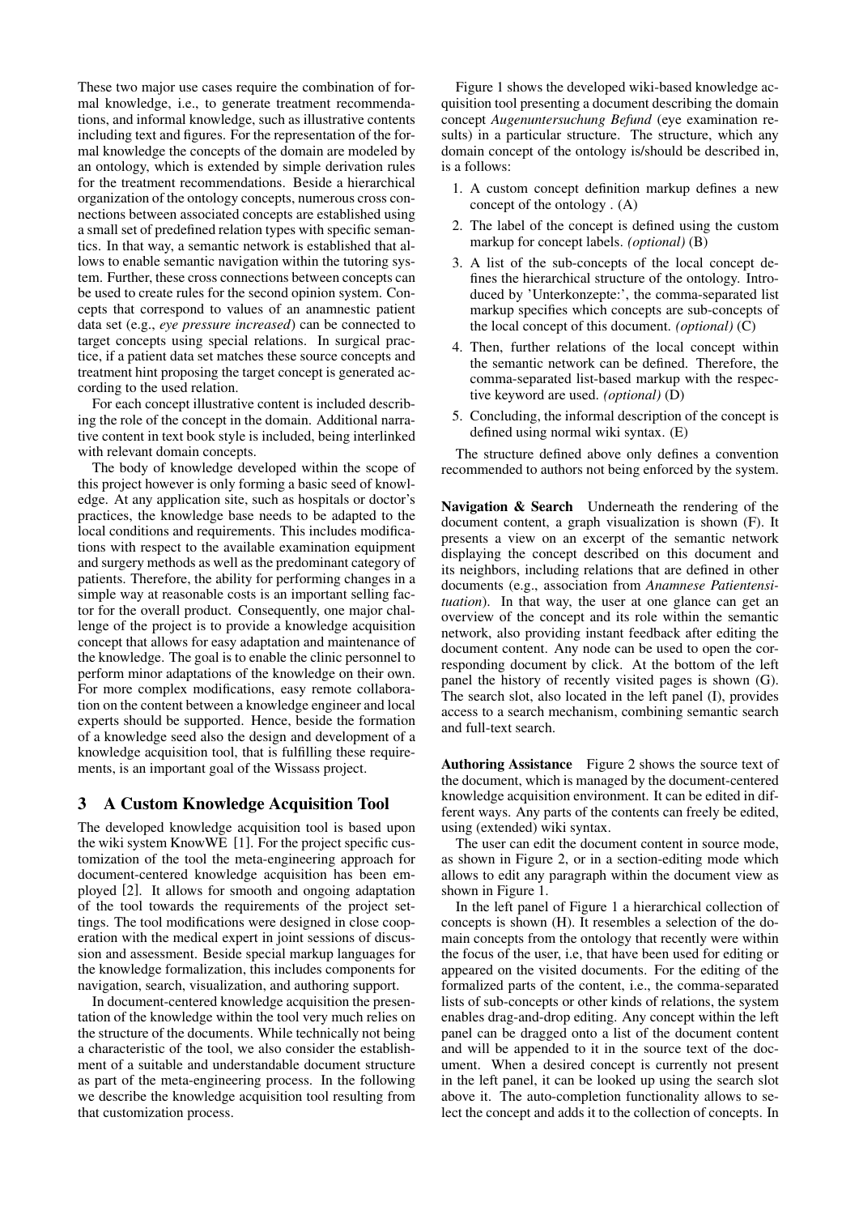These two major use cases require the combination of formal knowledge, i.e., to generate treatment recommendations, and informal knowledge, such as illustrative contents including text and figures. For the representation of the formal knowledge the concepts of the domain are modeled by an ontology, which is extended by simple derivation rules for the treatment recommendations. Beside a hierarchical organization of the ontology concepts, numerous cross connections between associated concepts are established using a small set of predefined relation types with specific semantics. In that way, a semantic network is established that allows to enable semantic navigation within the tutoring system. Further, these cross connections between concepts can be used to create rules for the second opinion system. Concepts that correspond to values of an anamnestic patient data set (e.g., *eye pressure increased*) can be connected to target concepts using special relations. In surgical practice, if a patient data set matches these source concepts and treatment hint proposing the target concept is generated according to the used relation.

For each concept illustrative content is included describing the role of the concept in the domain. Additional narrative content in text book style is included, being interlinked with relevant domain concepts.

The body of knowledge developed within the scope of this project however is only forming a basic seed of knowledge. At any application site, such as hospitals or doctor's practices, the knowledge base needs to be adapted to the local conditions and requirements. This includes modifications with respect to the available examination equipment and surgery methods as well as the predominant category of patients. Therefore, the ability for performing changes in a simple way at reasonable costs is an important selling factor for the overall product. Consequently, one major challenge of the project is to provide a knowledge acquisition concept that allows for easy adaptation and maintenance of the knowledge. The goal is to enable the clinic personnel to perform minor adaptations of the knowledge on their own. For more complex modifications, easy remote collaboration on the content between a knowledge engineer and local experts should be supported. Hence, beside the formation of a knowledge seed also the design and development of a knowledge acquisition tool, that is fulfilling these requirements, is an important goal of the Wissass project.

## 3 A Custom Knowledge Acquisition Tool

The developed knowledge acquisition tool is based upon the wiki system KnowWE [1]. For the project specific customization of the tool the meta-engineering approach for document-centered knowledge acquisition has been employed [2]. It allows for smooth and ongoing adaptation of the tool towards the requirements of the project settings. The tool modifications were designed in close cooperation with the medical expert in joint sessions of discussion and assessment. Beside special markup languages for the knowledge formalization, this includes components for navigation, search, visualization, and authoring support.

In document-centered knowledge acquisition the presentation of the knowledge within the tool very much relies on the structure of the documents. While technically not being a characteristic of the tool, we also consider the establishment of a suitable and understandable document structure as part of the meta-engineering process. In the following we describe the knowledge acquisition tool resulting from that customization process.

Figure 1 shows the developed wiki-based knowledge acquisition tool presenting a document describing the domain concept *Augenuntersuchung Befund* (eye examination results) in a particular structure. The structure, which any domain concept of the ontology is/should be described in, is a follows:

1. A custom concept definition markup defines a new concept of the ontology . (A)
2. The label of the concept is defined using the custom markup for concept labels. *(optional)* (B)
3. A list of the sub-concepts of the local concept defines the hierarchical structure of the ontology. Introduced by 'Unterkonzepte:', the comma-separated list markup specifies which concepts are sub-concepts of the local concept of this document. *(optional)* (C)
4. Then, further relations of the local concept within the semantic network can be defined. Therefore, the comma-separated list-based markup with the respective keyword are used. *(optional)* (D)
5. Concluding, the informal description of the concept is defined using normal wiki syntax. (E)

The structure defined above only defines a convention recommended to authors not being enforced by the system.

**Navigation & Search** Underneath the rendering of the document content, a graph visualization is shown (F). It presents a view on an excerpt of the semantic network displaying the concept described on this document and its neighbors, including relations that are defined in other documents (e.g., association from *Anamnese Patientensituation*). In that way, the user at one glance can get an overview of the concept and its role within the semantic network, also providing instant feedback after editing the document content. Any node can be used to open the corresponding document by click. At the bottom of the left panel the history of recently visited pages is shown (G). The search slot, also located in the left panel (I), provides access to a search mechanism, combining semantic search and full-text search.

**Authoring Assistance** Figure 2 shows the source text of the document, which is managed by the document-centered knowledge acquisition environment. It can be edited in different ways. Any parts of the contents can freely be edited, using (extended) wiki syntax.

The user can edit the document content in source mode, as shown in Figure 2, or in a section-editing mode which allows to edit any paragraph within the document view as shown in Figure 1.

In the left panel of Figure 1 a hierarchical collection of concepts is shown (H). It resembles a selection of the domain concepts from the ontology that recently were within the focus of the user, i.e, that have been used for editing or appeared on the visited documents. For the editing of the formalized parts of the content, i.e., the comma-separated lists of sub-concepts or other kinds of relations, the system enables drag-and-drop editing. Any concept within the left panel can be dragged onto a list of the document content and will be appended to it in the source text of the document. When a desired concept is currently not present in the left panel, it can be looked up using the search slot above it. The auto-completion functionality allows to select the concept and adds it to the collection of concepts. In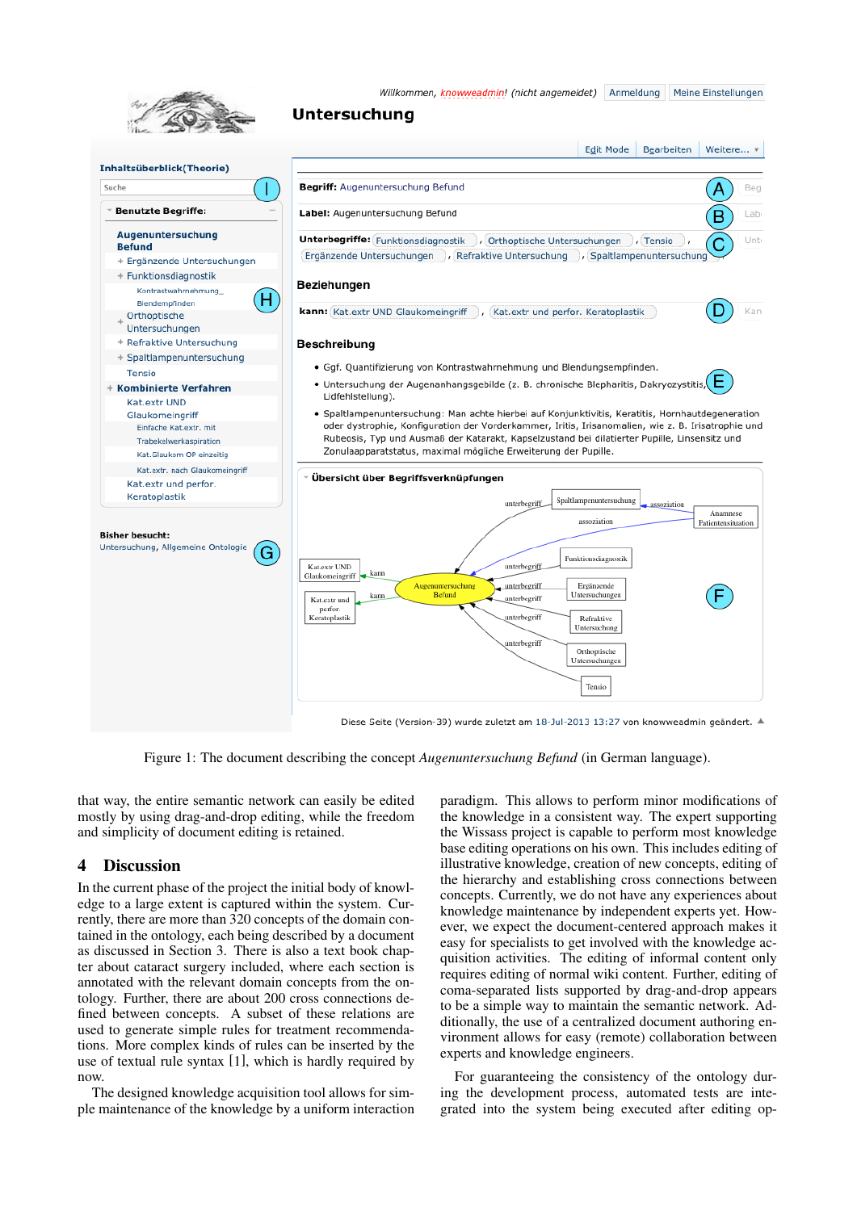Figure 1: The document describing the concept *Augenuntersuchung Befund* (in German language).

that way, the entire semantic network can easily be edited mostly by using drag-and-drop editing, while the freedom and simplicity of document editing is retained.

## 4 Discussion

In the current phase of the project the initial body of knowledge to a large extent is captured within the system. Currently, there are more than 320 concepts of the domain contained in the ontology, each being described by a document as discussed in Section 3. There is also a text book chapter about cataract surgery included, where each section is annotated with the relevant domain concepts from the ontology. Further, there are about 200 cross connections defined between concepts. A subset of these relations are used to generate simple rules for treatment recommendations. More complex kinds of rules can be inserted by the use of textual rule syntax [1], which is hardly required by now.

The designed knowledge acquisition tool allows for simple maintenance of the knowledge by a uniform interaction paradigm. This allows to perform minor modifications of the knowledge in a consistent way. The expert supporting the Wissass project is capable to perform most knowledge base editing operations on his own. This includes editing of illustrative knowledge, creation of new concepts, editing of the hierarchy and establishing cross connections between concepts. Currently, we do not have any experiences about knowledge maintenance by independent experts yet. However, we expect the document-centered approach makes it easy for specialists to get involved with the knowledge acquisition activities. The editing of informal content only requires editing of normal wiki content. Further, editing of coma-separated lists supported by drag-and-drop appears to be a simple way to maintain the semantic network. Additionally, the use of a centralized document authoring environment allows for easy (remote) collaboration between experts and knowledge engineers.

For guaranteeing the consistency of the ontology during the development process, automated tests are integrated into the system being executed after editing op-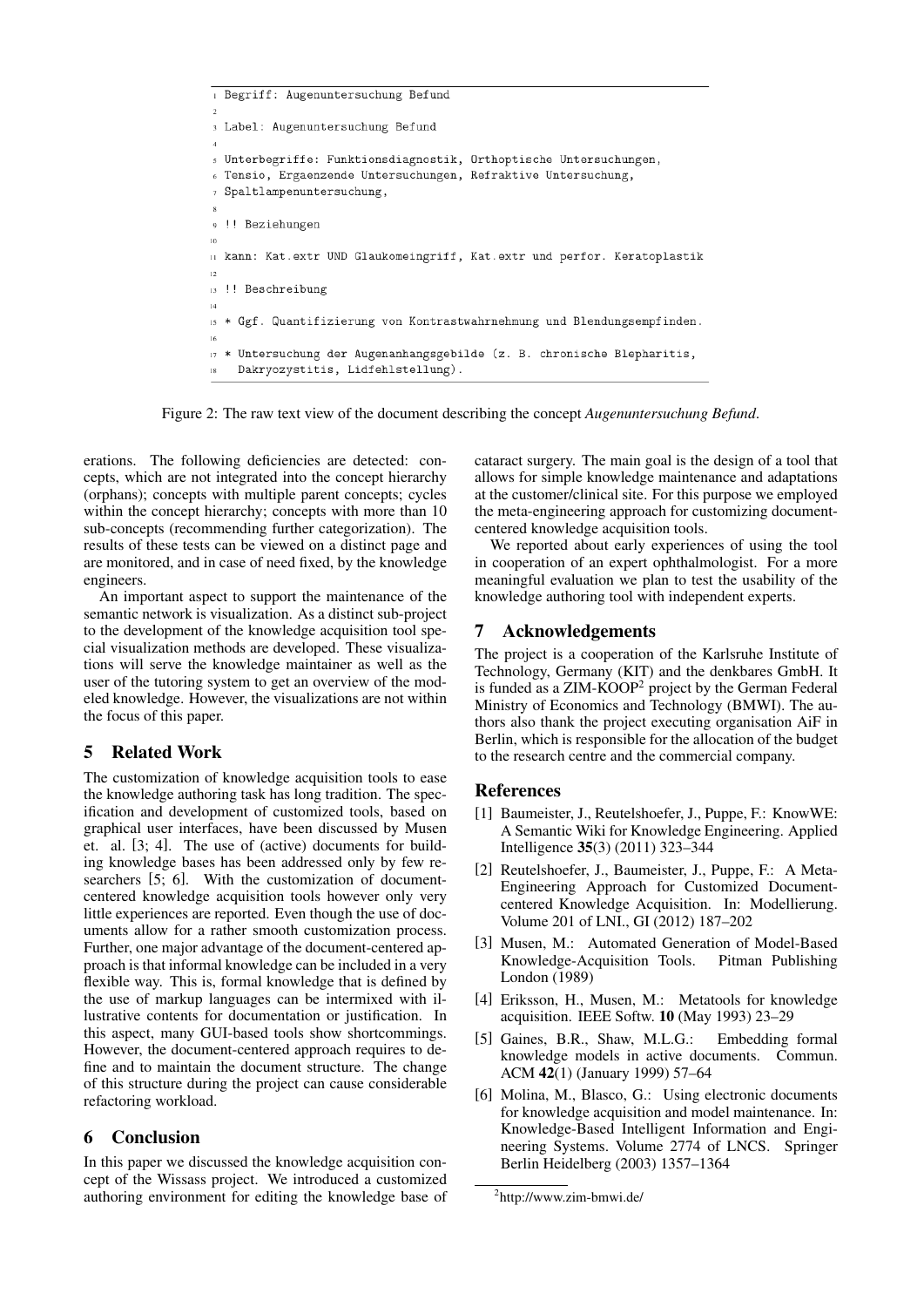```
Begriff: Augenuntersuchung Befund

Label: Augenuntersuchung Befund

Unterbegriffe: Funktionsdiagnostik, Orthoptische Untersuchungen,
Tensio, Ergaenzende Untersuchungen, Refraktive Untersuchung,
Spaltlampenuntersuchung,

!! Beziehungen

kann: Kat.extr UND Glaukomeingriff, Kat.extr und perfor. Keratoplastik

!! Beschreibung

* Ggf. Quantifizierung von Kontrastwahrnehmung und Blendungsempfinden.

* Untersuchung der Augenanhangsgebilde (z. B. chronische Blepharitis,
  Dakryozystitis, Lidfehlstellung).
```

Figure 2: The raw text view of the document describing the concept *Augenuntersuchung Befund*.

erations. The following deficiencies are detected: concepts, which are not integrated into the concept hierarchy (orphans); concepts with multiple parent concepts; cycles within the concept hierarchy; concepts with more than 10 sub-concepts (recommending further categorization). The results of these tests can be viewed on a distinct page and are monitored, and in case of need fixed, by the knowledge engineers.

An important aspect to support the maintenance of the semantic network is visualization. As a distinct sub-project to the development of the knowledge acquisition tool special visualization methods are developed. These visualizations will serve the knowledge maintainer as well as the user of the tutoring system to get an overview of the modeled knowledge. However, the visualizations are not within the focus of this paper.

## 5 Related Work

The customization of knowledge acquisition tools to ease the knowledge authoring task has long tradition. The specification and development of customized tools, based on graphical user interfaces, have been discussed by Musen et. al. [3; 4]. The use of (active) documents for building knowledge bases has been addressed only by few researchers [5; 6]. With the customization of document-centered knowledge acquisition tools however only very little experiences are reported. Even though the use of documents allow for a rather smooth customization process. Further, one major advantage of the document-centered approach is that informal knowledge can be included in a very flexible way. This is, formal knowledge that is defined by the use of markup languages can be intermixed with illustrative contents for documentation or justification. In this aspect, many GUI-based tools show shortcommings. However, the document-centered approach requires to define and to maintain the document structure. The change of this structure during the project can cause considerable refactoring workload.

## 6 Conclusion

In this paper we discussed the knowledge acquisition concept of the Wissass project. We introduced a customized authoring environment for editing the knowledge base of cataract surgery. The main goal is the design of a tool that allows for simple knowledge maintenance and adaptations at the customer/clinical site. For this purpose we employed the meta-engineering approach for customizing document-centered knowledge acquisition tools.

We reported about early experiences of using the tool in cooperation of an expert ophthalmologist. For a more meaningful evaluation we plan to test the usability of the knowledge authoring tool with independent experts.

## 7 Acknowledgements

The project is a cooperation of the Karlsruhe Institute of Technology, Germany (KIT) and the denkbares GmbH. It is funded as a ZIM-KOOP[2] project by the German Federal Ministry of Economics and Technology (BMWI). The authors also thank the project executing organisation AiF in Berlin, which is responsible for the allocation of the budget to the research centre and the commercial company.

## References

[1] Baumeister, J., Reutelshoefer, J., Puppe, F.: KnowWE: A Semantic Wiki for Knowledge Engineering. Applied Intelligence **35**(3) (2011) 323–344

[2] Reutelshoefer, J., Baumeister, J., Puppe, F.: A Meta-Engineering Approach for Customized Document-centered Knowledge Acquisition. In: Modellierung. Volume 201 of LNI., GI (2012) 187–202

[3] Musen, M.: Automated Generation of Model-Based Knowledge-Acquisition Tools. Pitman Publishing London (1989)

[4] Eriksson, H., Musen, M.: Metatools for knowledge acquisition. IEEE Softw. **10** (May 1993) 23–29

[5] Gaines, B.R., Shaw, M.L.G.: Embedding formal knowledge models in active documents. Commun. ACM **42**(1) (January 1999) 57–64

[6] Molina, M., Blasco, G.: Using electronic documents for knowledge acquisition and model maintenance. In: Knowledge-Based Intelligent Information and Engineering Systems. Volume 2774 of LNCS. Springer Berlin Heidelberg (2003) 1357–1364

[2]http://www.zim-bmwi.de/